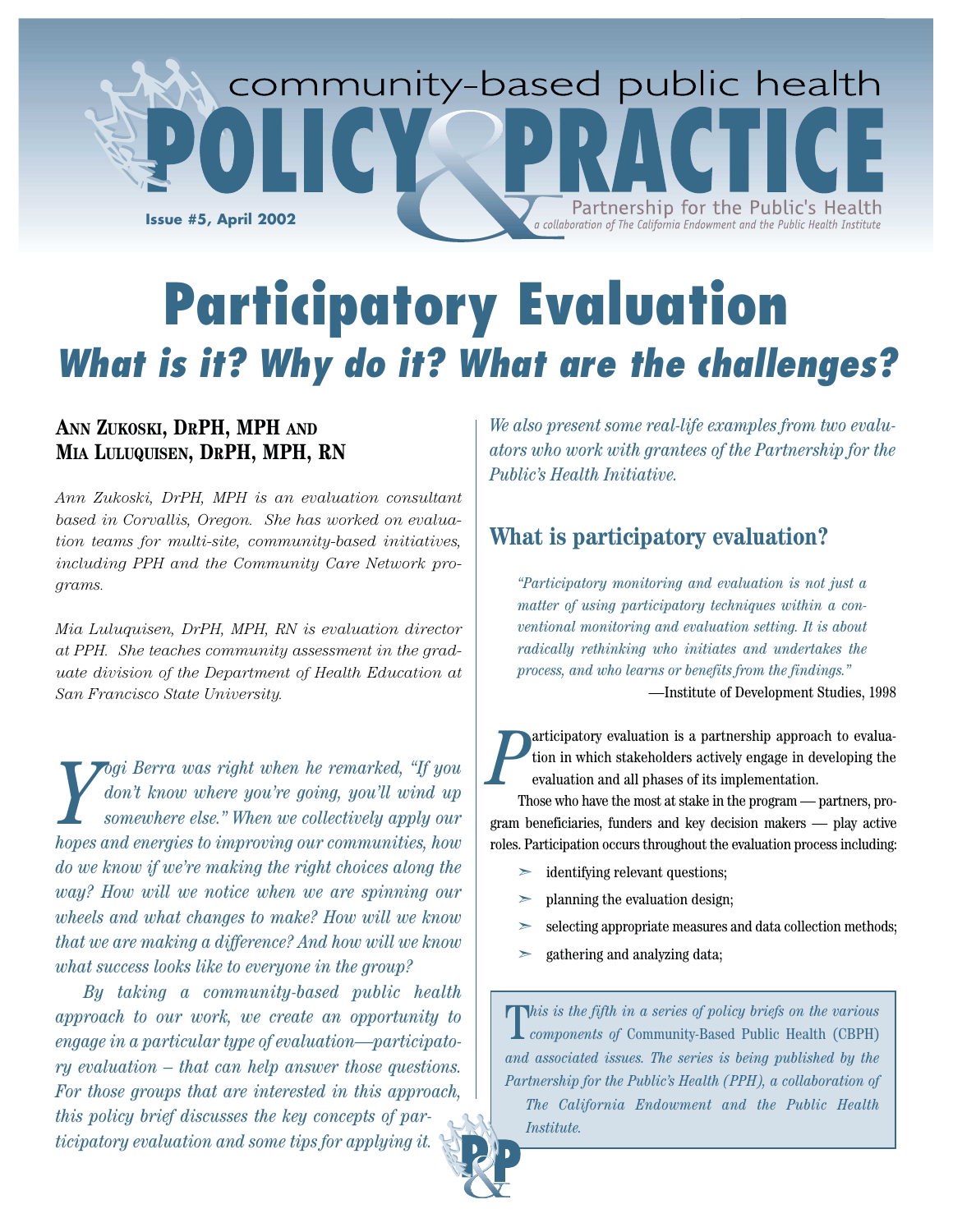community-based public health

# POLICY & PRACTICE

Partnership for the Public's Health

*a collaboration of The California Endowment and the Public Health Institute*

**Issue #5, April 2002**

# Participatory Evaluation

## *What is it? Why do it? What are the challenges?*

**ANN ZUKOSKI, DRPH, MPH AND MIA LULUQUISEN, DRPH, MPH, RN**

*Ann Zukoski, DrPH, MPH is an evaluation consultant based in Corvallis, Oregon. She has worked on evaluation teams for multi-site, community-based initiatives, including PPH and the Community Care Network programs.*

*Mia Luluquisen, DrPH, MPH, RN is evaluation director at PPH. She teaches community assessment in the graduate division of the Department of Health Education at San Francisco State University.*

*Yogi Berra was right when he remarked, "If you don't know where you're going, you'll wind up somewhere else." When we collectively apply our hopes and energies to improving our communities, how do we know if we're making the right choices along the way? How will we notice when we are spinning our wheels and what changes to make? How will we know that we are making a difference? And how will we know what success looks like to everyone in the group?*

*By taking a community-based public health approach to our work, we create an opportunity to engage in a particular type of evaluation—participatory evaluation – that can help answer those questions. For those groups that are interested in this approach, this policy brief discusses the key concepts of participatory evaluation and some tips for applying it. We also present some real-life examples from two evaluators who work with grantees of the Partnership for the Public's Health Initiative.*

## What is participatory evaluation?

> *"Participatory monitoring and evaluation is not just a matter of using participatory techniques within a conventional monitoring and evaluation setting. It is about radically rethinking who initiates and undertakes the process, and who learns or benefits from the findings."*
>
> —Institute of Development Studies, 1998

Participatory evaluation is a partnership approach to evaluation in which stakeholders actively engage in developing the evaluation and all phases of its implementation.

Those who have the most at stake in the program — partners, program beneficiaries, funders and key decision makers — play active roles. Participation occurs throughout the evaluation process including:

- identifying relevant questions;
- planning the evaluation design;
- selecting appropriate measures and data collection methods;
- gathering and analyzing data;

*This is the fifth in a series of policy briefs on the various components of* Community-Based Public Health (CBPH) *and associated issues. The series is being published by the Partnership for the Public's Health (PPH), a collaboration of The California Endowment and the Public Health Institute.*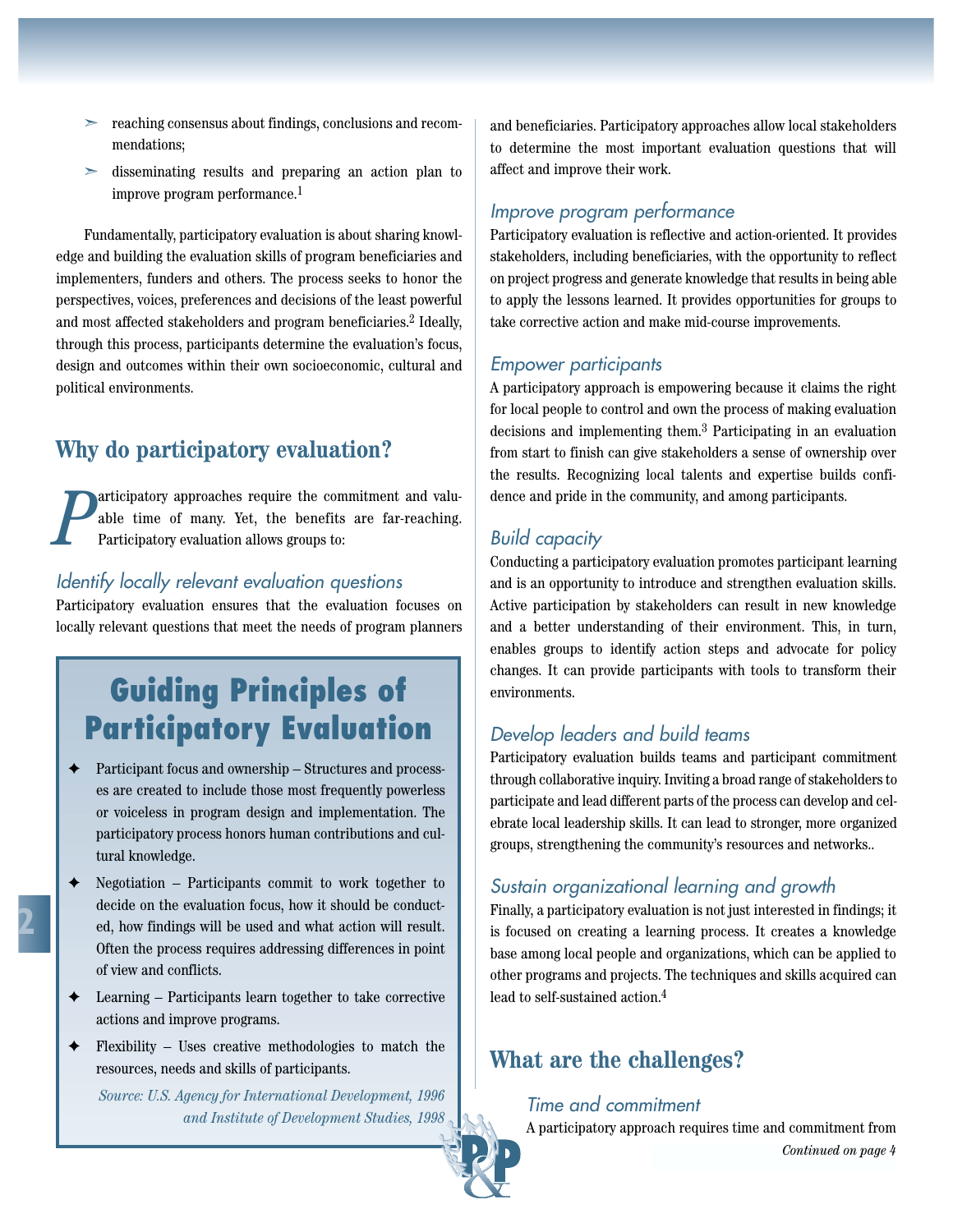- reaching consensus about findings, conclusions and recommendations;
- disseminating results and preparing an action plan to improve program performance.[1]

Fundamentally, participatory evaluation is about sharing knowledge and building the evaluation skills of program beneficiaries and implementers, funders and others. The process seeks to honor the perspectives, voices, preferences and decisions of the least powerful and most affected stakeholders and program beneficiaries.[2] Ideally, through this process, participants determine the evaluation's focus, design and outcomes within their own socioeconomic, cultural and political environments.

## Why do participatory evaluation?

Participatory approaches require the commitment and valuable time of many. Yet, the benefits are far-reaching. Participatory evaluation allows groups to:

### *Identify locally relevant evaluation questions*

Participatory evaluation ensures that the evaluation focuses on locally relevant questions that meet the needs of program planners and beneficiaries. Participatory approaches allow local stakeholders to determine the most important evaluation questions that will affect and improve their work.

### *Improve program performance*

Participatory evaluation is reflective and action-oriented. It provides stakeholders, including beneficiaries, with the opportunity to reflect on project progress and generate knowledge that results in being able to apply the lessons learned. It provides opportunities for groups to take corrective action and make mid-course improvements.

### *Empower participants*

A participatory approach is empowering because it claims the right for local people to control and own the process of making evaluation decisions and implementing them.[3] Participating in an evaluation from start to finish can give stakeholders a sense of ownership over the results. Recognizing local talents and expertise builds confidence and pride in the community, and among participants.

### *Build capacity*

Conducting a participatory evaluation promotes participant learning and is an opportunity to introduce and strengthen evaluation skills. Active participation by stakeholders can result in new knowledge and a better understanding of their environment. This, in turn, enables groups to identify action steps and advocate for policy changes. It can provide participants with tools to transform their environments.

### *Develop leaders and build teams*

Participatory evaluation builds teams and participant commitment through collaborative inquiry. Inviting a broad range of stakeholders to participate and lead different parts of the process can develop and celebrate local leadership skills. It can lead to stronger, more organized groups, strengthening the community's resources and networks..

### *Sustain organizational learning and growth*

Finally, a participatory evaluation is not just interested in findings; it is focused on creating a learning process. It creates a knowledge base among local people and organizations, which can be applied to other programs and projects. The techniques and skills acquired can lead to self-sustained action.[4]

## Guiding Principles of Participatory Evaluation

- Participant focus and ownership – Structures and processes are created to include those most frequently powerless or voiceless in program design and implementation. The participatory process honors human contributions and cultural knowledge.
- Negotiation – Participants commit to work together to decide on the evaluation focus, how it should be conducted, how findings will be used and what action will result. Often the process requires addressing differences in point of view and conflicts.
- Learning – Participants learn together to take corrective actions and improve programs.
- Flexibility – Uses creative methodologies to match the resources, needs and skills of participants.

*Source: U.S. Agency for International Development, 1996 and Institute of Development Studies, 1998*

## What are the challenges?

### *Time and commitment*

A participatory approach requires time and commitment from

*Continued on page 4*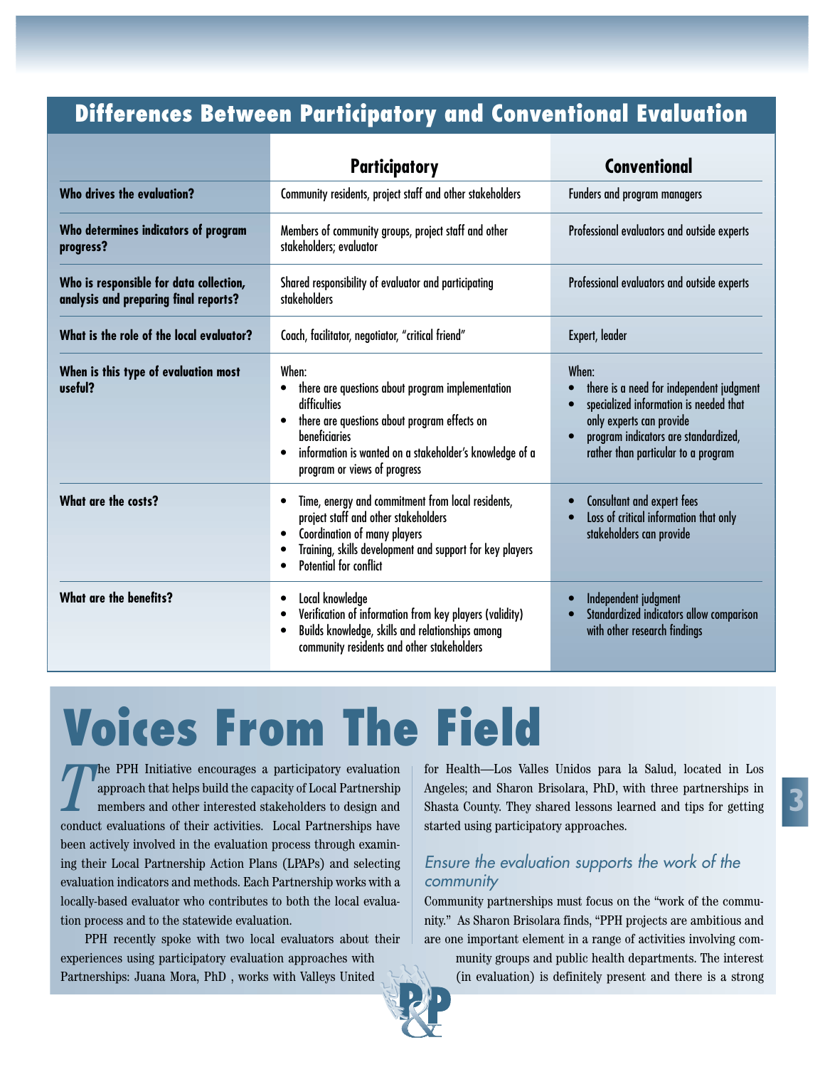## Differences Between Participatory and Conventional Evaluation

| | Participatory | Conventional |
|---|---|---|
| **Who drives the evaluation?** | Community residents, project staff and other stakeholders | Funders and program managers |
| **Who determines indicators of program progress?** | Members of community groups, project staff and other stakeholders; evaluator | Professional evaluators and outside experts |
| **Who is responsible for data collection, analysis and preparing final reports?** | Shared responsibility of evaluator and participating stakeholders | Professional evaluators and outside experts |
| **What is the role of the local evaluator?** | Coach, facilitator, negotiator, "critical friend" | Expert, leader |
| **When is this type of evaluation most useful?** | When: • there are questions about program implementation difficulties • there are questions about program effects on beneficiaries • information is wanted on a stakeholder's knowledge of a program or views of progress | When: • there is a need for independent judgment • specialized information is needed that only experts can provide • program indicators are standardized, rather than particular to a program |
| **What are the costs?** | • Time, energy and commitment from local residents, project staff and other stakeholders • Coordination of many players • Training, skills development and support for key players • Potential for conflict | • Consultant and expert fees • Loss of critical information that only stakeholders can provide |
| **What are the benefits?** | • Local knowledge • Verification of information from key players (validity) • Builds knowledge, skills and relationships among community residents and other stakeholders | • Independent judgment • Standardized indicators allow comparison with other research findings |

# Voices From The Field

The PPH Initiative encourages a participatory evaluation approach that helps build the capacity of Local Partnership members and other interested stakeholders to design and conduct evaluations of their activities. Local Partnerships have been actively involved in the evaluation process through examining their Local Partnership Action Plans (LPAPs) and selecting evaluation indicators and methods. Each Partnership works with a locally-based evaluator who contributes to both the local evaluation process and to the statewide evaluation.

PPH recently spoke with two local evaluators about their experiences using participatory evaluation approaches with Partnerships: Juana Mora, PhD , works with Valleys United for Health—Los Valles Unidos para la Salud, located in Los Angeles; and Sharon Brisolara, PhD, with three partnerships in Shasta County. They shared lessons learned and tips for getting started using participatory approaches.

### *Ensure the evaluation supports the work of the community*

Community partnerships must focus on the "work of the community." As Sharon Brisolara finds, "PPH projects are ambitious and are one important element in a range of activities involving community groups and public health departments. The interest (in evaluation) is definitely present and there is a strong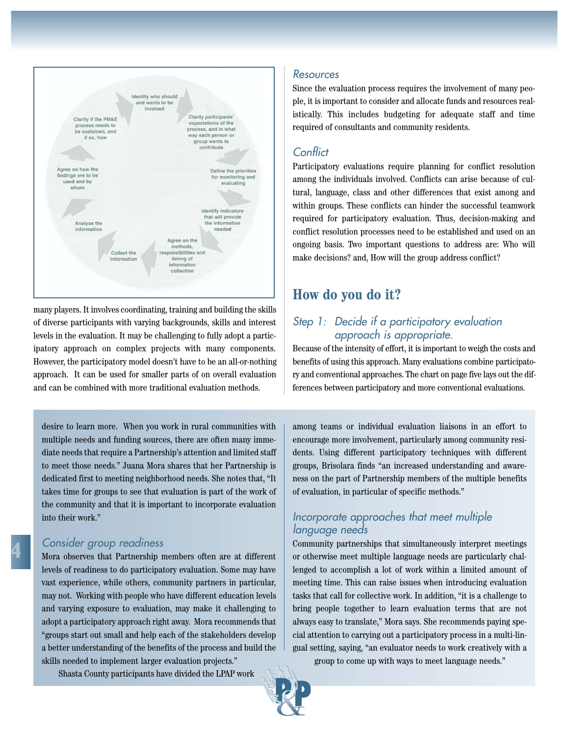Identify who should and wants to be involved

Clarify participants' expectations of the process, and in what way each person or group wants to contribute

Define the priorities for monitoring and evaluating

Identify indicators that will provide the information needed

Agree on the methods, responsibilities and timing of information collection

Collect the information

Analyse the information

Agree on how the findings are to be used and by whom

Clarify if the PM&E process needs to be sustained, and if so, how

many players. It involves coordinating, training and building the skills of diverse participants with varying backgrounds, skills and interest levels in the evaluation. It may be challenging to fully adopt a participatory approach on complex projects with many components. However, the participatory model doesn't have to be an all-or-nothing approach. It can be used for smaller parts of on overall evaluation and can be combined with more traditional evaluation methods.

### *Resources*

Since the evaluation process requires the involvement of many people, it is important to consider and allocate funds and resources realistically. This includes budgeting for adequate staff and time required of consultants and community residents.

### *Conflict*

Participatory evaluations require planning for conflict resolution among the individuals involved. Conflicts can arise because of cultural, language, class and other differences that exist among and within groups. These conflicts can hinder the successful teamwork required for participatory evaluation. Thus, decision-making and conflict resolution processes need to be established and used on an ongoing basis. Two important questions to address are: Who will make decisions? and, How will the group address conflict?

## How do you do it?

### *Step 1: Decide if a participatory evaluation approach is appropriate.*

Because of the intensity of effort, it is important to weigh the costs and benefits of using this approach. Many evaluations combine participatory and conventional approaches. The chart on page five lays out the differences between participatory and more conventional evaluations.

desire to learn more. When you work in rural communities with multiple needs and funding sources, there are often many immediate needs that require a Partnership's attention and limited staff to meet those needs." Juana Mora shares that her Partnership is dedicated first to meeting neighborhood needs. She notes that, "It takes time for groups to see that evaluation is part of the work of the community and that it is important to incorporate evaluation into their work."

### *Consider group readiness*

Mora observes that Partnership members often are at different levels of readiness to do participatory evaluation. Some may have vast experience, while others, community partners in particular, may not. Working with people who have different education levels and varying exposure to evaluation, may make it challenging to adopt a participatory approach right away. Mora recommends that "groups start out small and help each of the stakeholders develop a better understanding of the benefits of the process and build the skills needed to implement larger evaluation projects."

Shasta County participants have divided the LPAP work among teams or individual evaluation liaisons in an effort to encourage more involvement, particularly among community residents. Using different participatory techniques with different groups, Brisolara finds "an increased understanding and awareness on the part of Partnership members of the multiple benefits of evaluation, in particular of specific methods."

### *Incorporate approaches that meet multiple language needs*

Community partnerships that simultaneously interpret meetings or otherwise meet multiple language needs are particularly challenged to accomplish a lot of work within a limited amount of meeting time. This can raise issues when introducing evaluation tasks that call for collective work. In addition, "it is a challenge to bring people together to learn evaluation terms that are not always easy to translate," Mora says. She recommends paying special attention to carrying out a participatory process in a multi-lingual setting, saying, "an evaluator needs to work creatively with a group to come up with ways to meet language needs."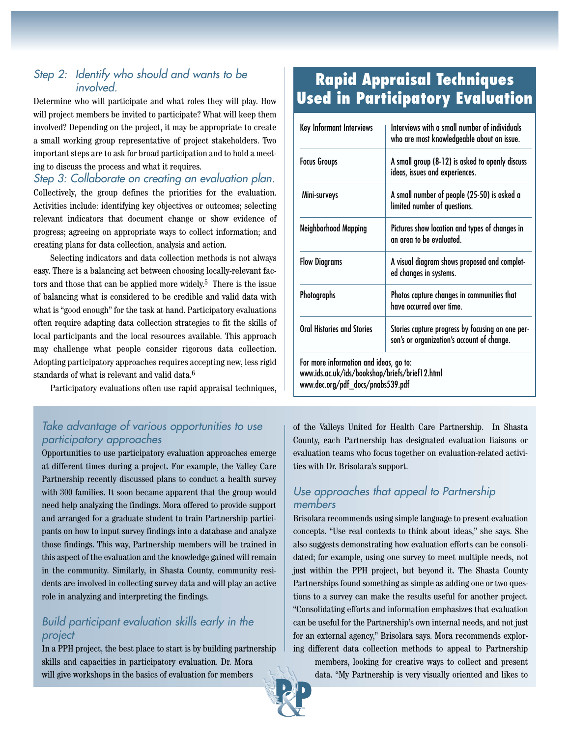*Step 2: Identify who should and wants to be involved.*

Determine who will participate and what roles they will play. How will project members be invited to participate? What will keep them involved? Depending on the project, it may be appropriate to create a small working group representative of project stakeholders. Two important steps are to ask for broad participation and to hold a meeting to discuss the process and what it requires.

*Step 3: Collaborate on creating an evaluation plan.*

Collectively, the group defines the priorities for the evaluation. Activities include: identifying key objectives or outcomes; selecting relevant indicators that document change or show evidence of progress; agreeing on appropriate ways to collect information; and creating plans for data collection, analysis and action.

Selecting indicators and data collection methods is not always easy. There is a balancing act between choosing locally-relevant factors and those that can be applied more widely.[5] There is the issue of balancing what is considered to be credible and valid data with what is "good enough" for the task at hand. Participatory evaluations often require adapting data collection strategies to fit the skills of local participants and the local resources available. This approach may challenge what people consider rigorous data collection. Adopting participatory approaches requires accepting new, less rigid standards of what is relevant and valid data.[6]

Participatory evaluations often use rapid appraisal techniques,

## Rapid Appraisal Techniques Used in Participatory Evaluation

| Technique | Description |
|---|---|
| Key Informant Interviews | Interviews with a small number of individuals who are most knowledgeable about an issue. |
| Focus Groups | A small group (8-12) is asked to openly discuss ideas, issues and experiences. |
| Mini-surveys | A small number of people (25-50) is asked a limited number of questions. |
| Neighborhood Mapping | Pictures show location and types of changes in an area to be evaluated. |
| Flow Diagrams | A visual diagram shows proposed and completed changes in systems. |
| Photographs | Photos capture changes in communities that have occurred over time. |
| Oral Histories and Stories | Stories capture progress by focusing on one person's or organization's account of change. |

For more information and ideas, go to:
www.ids.ac.uk/ids/bookshop/briefs/brief12.html
www.dec.org/pdf_docs/pnabs539.pdf

### *Take advantage of various opportunities to use participatory approaches*

Opportunities to use participatory evaluation approaches emerge at different times during a project. For example, the Valley Care Partnership recently discussed plans to conduct a health survey with 300 families. It soon became apparent that the group would need help analyzing the findings. Mora offered to provide support and arranged for a graduate student to train Partnership participants on how to input survey findings into a database and analyze those findings. This way, Partnership members will be trained in this aspect of the evaluation and the knowledge gained will remain in the community. Similarly, in Shasta County, community residents are involved in collecting survey data and will play an active role in analyzing and interpreting the findings.

### *Build participant evaluation skills early in the project*

In a PPH project, the best place to start is by building partnership skills and capacities in participatory evaluation. Dr. Mora will give workshops in the basics of evaluation for members of the Valleys United for Health Care Partnership. In Shasta County, each Partnership has designated evaluation liaisons or evaluation teams who focus together on evaluation-related activities with Dr. Brisolara's support.

### *Use approaches that appeal to Partnership members*

Brisolara recommends using simple language to present evaluation concepts. "Use real contexts to think about ideas," she says. She also suggests demonstrating how evaluation efforts can be consolidated; for example, using one survey to meet multiple needs, not just within the PPH project, but beyond it. The Shasta County Partnerships found something as simple as adding one or two questions to a survey can make the results useful for another project. "Consolidating efforts and information emphasizes that evaluation can be useful for the Partnership's own internal needs, and not just for an external agency," Brisolara says. Mora recommends exploring different data collection methods to appeal to Partnership members, looking for creative ways to collect and present data. "My Partnership is very visually oriented and likes to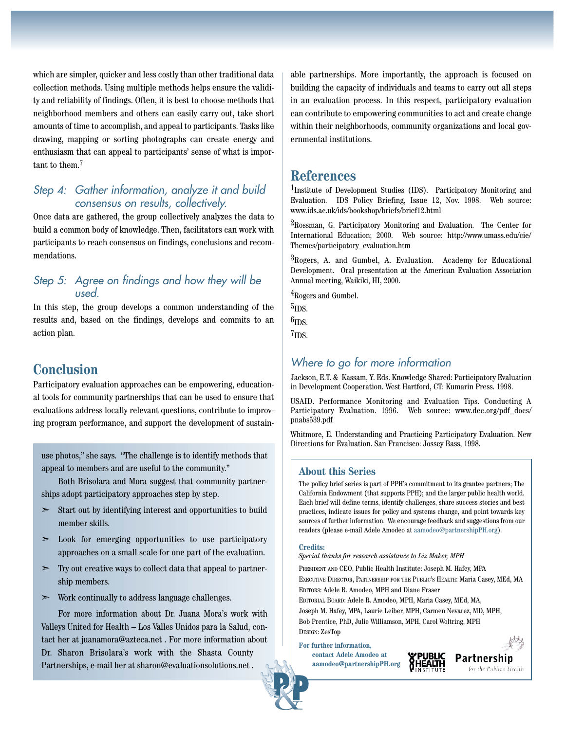which are simpler, quicker and less costly than other traditional data collection methods. Using multiple methods helps ensure the validity and reliability of findings. Often, it is best to choose methods that neighborhood members and others can easily carry out, take short amounts of time to accomplish, and appeal to participants. Tasks like drawing, mapping or sorting photographs can create energy and enthusiasm that can appeal to participants' sense of what is important to them.[7]

### *Step 4: Gather information, analyze it and build consensus on results, collectively.*

Once data are gathered, the group collectively analyzes the data to build a common body of knowledge. Then, facilitators can work with participants to reach consensus on findings, conclusions and recommendations.

### *Step 5: Agree on findings and how they will be used.*

In this step, the group develops a common understanding of the results and, based on the findings, develops and commits to an action plan.

## Conclusion

Participatory evaluation approaches can be empowering, educational tools for community partnerships that can be used to ensure that evaluations address locally relevant questions, contribute to improving program performance, and support the development of sustainable partnerships. More importantly, the approach is focused on building the capacity of individuals and teams to carry out all steps in an evaluation process. In this respect, participatory evaluation can contribute to empowering communities to act and create change within their neighborhoods, community organizations and local governmental institutions.

use photos," she says. "The challenge is to identify methods that appeal to members and are useful to the community."

Both Brisolara and Mora suggest that community partnerships adopt participatory approaches step by step.

- Start out by identifying interest and opportunities to build member skills.
- Look for emerging opportunities to use participatory approaches on a small scale for one part of the evaluation.
- Try out creative ways to collect data that appeal to partnership members.
- Work continually to address language challenges.

For more information about Dr. Juana Mora's work with Valleys United for Health – Los Valles Unidos para la Salud, contact her at juanamora@azteca.net . For more information about Dr. Sharon Brisolara's work with the Shasta County Partnerships, e-mail her at sharon@evaluationsolutions.net .

## References

[1]Institute of Development Studies (IDS). Participatory Monitoring and Evaluation. IDS Policy Briefing, Issue 12, Nov. 1998. Web source: www.ids.ac.uk/ids/bookshop/briefs/brief12.html

[2]Rossman, G. Participatory Monitoring and Evaluation. The Center for International Education; 2000. Web source: http://www.umass.edu/cie/Themes/participatory_evaluation.htm

[3]Rogers, A. and Gumbel, A. Evaluation. Academy for Educational Development. Oral presentation at the American Evaluation Association Annual meeting, Waikiki, HI, 2000.

[4]Rogers and Gumbel.

[5]IDS.

[6]IDS.

[7]IDS.

### *Where to go for more information*

Jackson, E.T. & Kassam, Y. Eds. Knowledge Shared: Participatory Evaluation in Development Cooperation. West Hartford, CT: Kumarin Press. 1998.

USAID. Performance Monitoring and Evaluation Tips. Conducting A Participatory Evaluation. 1996. Web source: www.dec.org/pdf_docs/pnabs539.pdf

Whitmore, E. Understanding and Practicing Participatory Evaluation. New Directions for Evaluation. San Francisco: Jossey Bass, 1998.

### About this Series

The policy brief series is part of PPH's commitment to its grantee partners; The California Endowment (that supports PPH); and the larger public health world. Each brief will define terms, identify challenges, share success stories and best practices, indicate issues for policy and systems change, and point towards key sources of further information. We encourage feedback and suggestions from our readers (please e-mail Adele Amodeo at aamodeo@partnershipPH.org).

**Credits:**

*Special thanks for research assistance to Liz Maker, MPH*

President and CEO, Public Health Institute: Joseph M. Hafey, MPA
Executive Director, Partnership for the Public's Health: Maria Casey, MEd, MA
Editors: Adele R. Amodeo, MPH and Diane Fraser
Editorial Board: Adele R. Amodeo, MPH, Maria Casey, MEd, MA, Joseph M. Hafey, MPA, Laurie Leiber, MPH, Carmen Nevarez, MD, MPH, Bob Prentice, PhD, Julie Williamson, MPH, Carol Woltring, MPH
Design: ZesTop

**For further information, contact Adele Amodeo at aamodeo@partnershipPH.org**

Public Health Institute

Partnership for the Public's Health